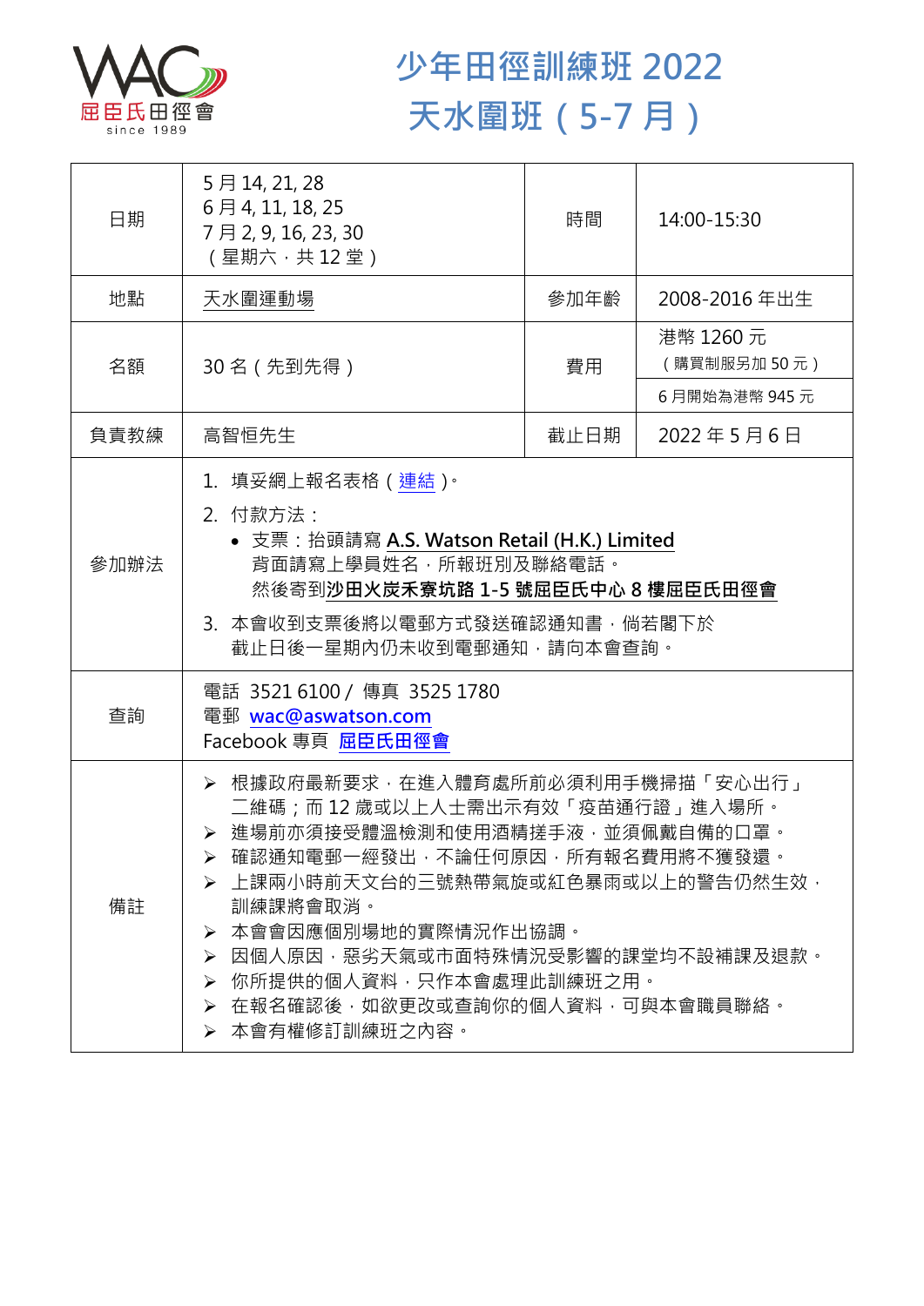# 少年田徑訓練班 2022
# 天水圍班（5-7 月）

| | | | |
|---|---|---|---|
| 日期 | 5 月 14, 21, 28<br>6 月 4, 11, 18, 25<br>7 月 2, 9, 16, 23, 30<br>（星期六，共 12 堂） | 時間 | 14:00-15:30 |
| 地點 | 天水圍運動場 | 參加年齡 | 2008-2016 年出生 |
| 名額 | 30 名（先到先得） | 費用 | 港幣 1260 元<br>（購買制服另加 50 元）<br>6 月開始為港幣 945 元 |
| 負責教練 | 高智恒先生 | 截止日期 | 2022 年 5 月 6 日 |
| 參加辦法 | 1. 填妥網上報名表格（連結）。<br>2. 付款方法：<br>• 支票：抬頭請寫 **A.S. Watson Retail (H.K.) Limited**<br>背面請寫上學員姓名，所報班別及聯絡電話。<br>然後寄到**沙田火炭禾寮坑路 1-5 號屈臣氏中心 8 樓屈臣氏田徑會**<br>3. 本會收到支票後將以電郵方式發送確認通知書，倘若閣下於截止日後一星期內仍未收到電郵通知，請向本會查詢。 | | |
| 查詢 | 電話 3521 6100 / 傳真 3525 1780<br>電郵 wac@aswatson.com<br>Facebook 專頁 屈臣氏田徑會 | | |
| 備註 | ➢ 根據政府最新要求，在進入體育處所前必須利用手機掃描「安心出行」二維碼；而 12 歲或以上人士需出示有效「疫苗通行證」進入場所。<br>➢ 進場前亦須接受體溫檢測和使用酒精搓手液，並須佩戴自備的口罩。<br>➢ 確認通知電郵一經發出，不論任何原因，所有報名費用將不獲發還。<br>➢ 上課兩小時前天文台的三號熱帶氣旋或紅色暴雨或以上的警告仍然生效，訓練課將會取消。<br>➢ 本會會因應個別場地的實際情況作出協調。<br>➢ 因個人原因，惡劣天氣或市面特殊情況受影響的課堂均不設補課及退款。<br>➢ 你所提供的個人資料，只作本會處理此訓練班之用。<br>➢ 在報名確認後，如欲更改或查詢你的個人資料，可與本會職員聯絡。<br>➢ 本會有權修訂訓練班之內容。 | | |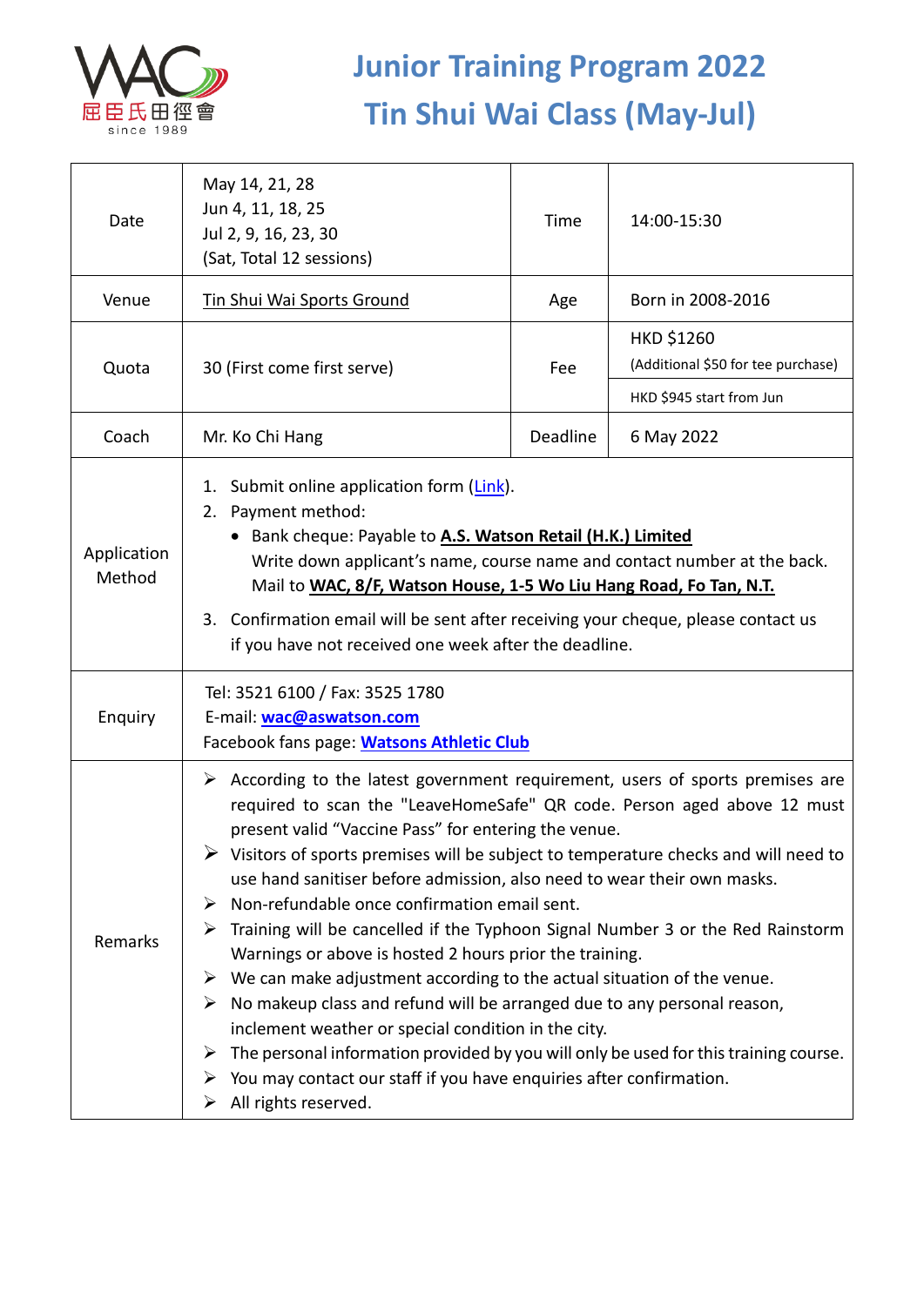# Junior Training Program 2022
# Tin Shui Wai Class (May-Jul)

| | | | |
|---|---|---|---|
| Date | May 14, 21, 28<br>Jun 4, 11, 18, 25<br>Jul 2, 9, 16, 23, 30<br>(Sat, Total 12 sessions) | Time | 14:00-15:30 |
| Venue | Tin Shui Wai Sports Ground | Age | Born in 2008-2016 |
| Quota | 30 (First come first serve) | Fee | HKD $1260<br>(Additional $50 for tee purchase)<br>HKD $945 start from Jun |
| Coach | Mr. Ko Chi Hang | Deadline | 6 May 2022 |
| Application Method | 1. Submit online application form (Link).<br>2. Payment method:<br>• Bank cheque: Payable to **A.S. Watson Retail (H.K.) Limited**<br>Write down applicant's name, course name and contact number at the back.<br>Mail to **WAC, 8/F, Watson House, 1-5 Wo Liu Hang Road, Fo Tan, N.T.**<br>3. Confirmation email will be sent after receiving your cheque, please contact us if you have not received one week after the deadline. | | |
| Enquiry | Tel: 3521 6100 / Fax: 3525 1780<br>E-mail: **wac@aswatson.com**<br>Facebook fans page: **Watsons Athletic Club** | | |
| Remarks | ➢ According to the latest government requirement, users of sports premises are required to scan the "LeaveHomeSafe" QR code. Person aged above 12 must present valid "Vaccine Pass" for entering the venue.<br>➢ Visitors of sports premises will be subject to temperature checks and will need to use hand sanitiser before admission, also need to wear their own masks.<br>➢ Non-refundable once confirmation email sent.<br>➢ Training will be cancelled if the Typhoon Signal Number 3 or the Red Rainstorm Warnings or above is hosted 2 hours prior the training.<br>➢ We can make adjustment according to the actual situation of the venue.<br>➢ No makeup class and refund will be arranged due to any personal reason, inclement weather or special condition in the city.<br>➢ The personal information provided by you will only be used for this training course.<br>➢ You may contact our staff if you have enquiries after confirmation.<br>➢ All rights reserved. | | |